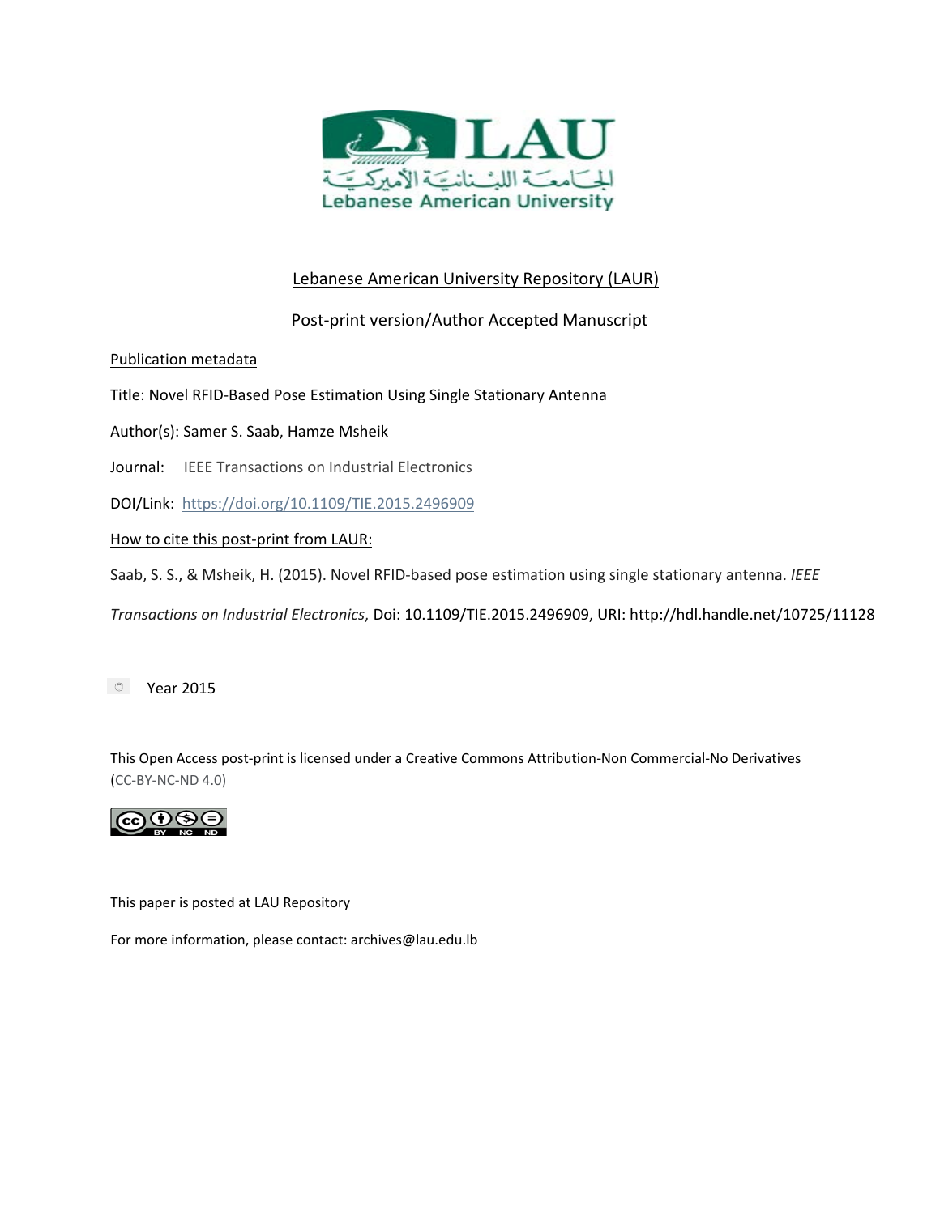LAU

الجامعة اللبنانية الأميركية

Lebanese American University

Lebanese American University Repository (LAUR)

Post-print version/Author Accepted Manuscript

Publication metadata

Title: Novel RFID-Based Pose Estimation Using Single Stationary Antenna

Author(s): Samer S. Saab, Hamze Msheik

Journal: IEEE Transactions on Industrial Electronics

DOI/Link: https://doi.org/10.1109/TIE.2015.2496909

How to cite this post-print from LAUR:

Saab, S. S., & Msheik, H. (2015). Novel RFID-based pose estimation using single stationary antenna. *IEEE Transactions on Industrial Electronics*, Doi: 10.1109/TIE.2015.2496909, URI: http://hdl.handle.net/10725/11128

© Year 2015

This Open Access post-print is licensed under a Creative Commons Attribution-Non Commercial-No Derivatives (CC-BY-NC-ND 4.0)

This paper is posted at LAU Repository

For more information, please contact: archives@lau.edu.lb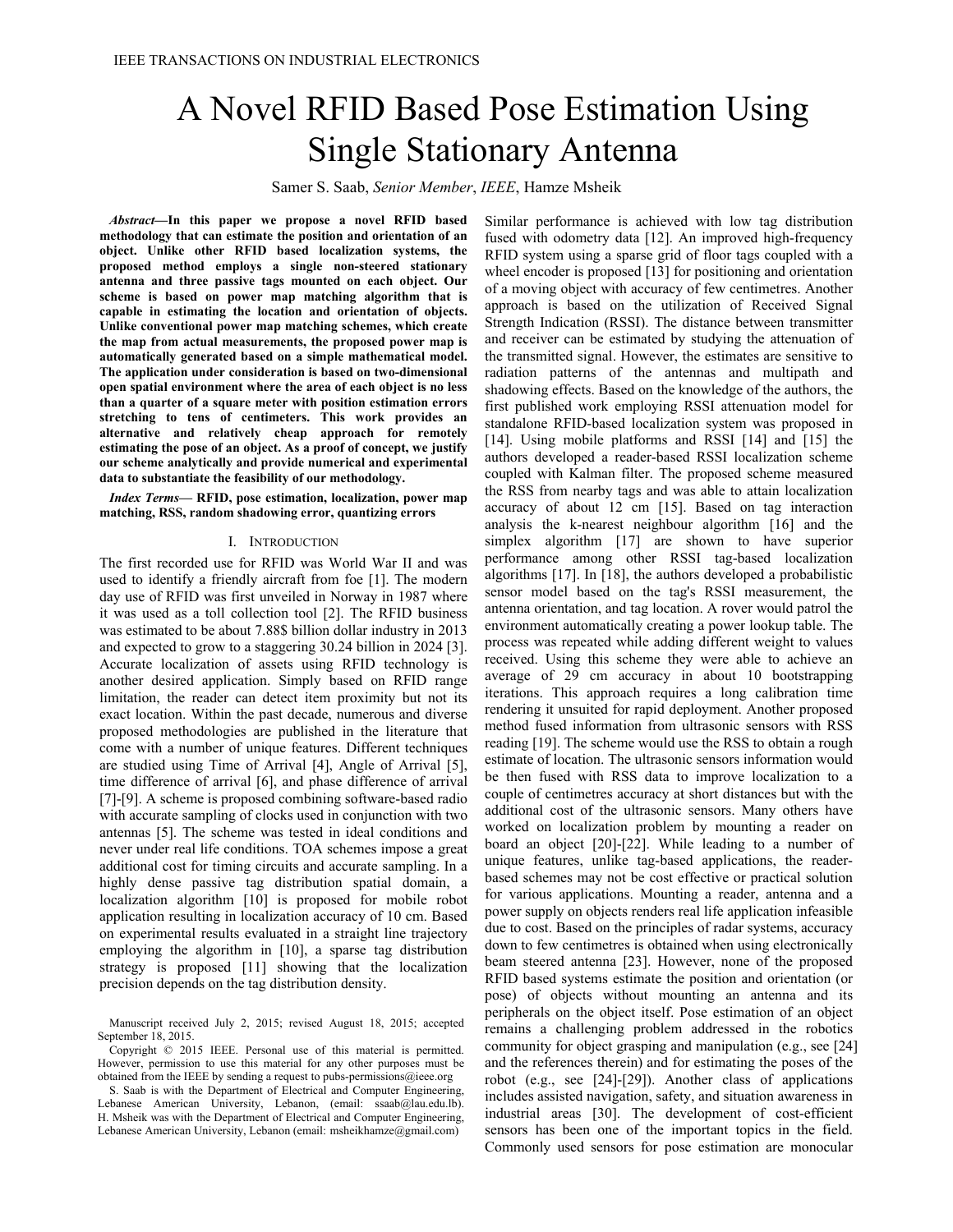# A Novel RFID Based Pose Estimation Using Single Stationary Antenna

Samer S. Saab, *Senior Member*, *IEEE*, Hamze Msheik

***Abstract*—In this paper we propose a novel RFID based methodology that can estimate the position and orientation of an object. Unlike other RFID based localization systems, the proposed method employs a single non-steered stationary antenna and three passive tags mounted on each object. Our scheme is based on power map matching algorithm that is capable in estimating the location and orientation of objects. Unlike conventional power map matching schemes, which create the map from actual measurements, the proposed power map is automatically generated based on a simple mathematical model. The application under consideration is based on two-dimensional open spatial environment where the area of each object is no less than a quarter of a square meter with position estimation errors stretching to tens of centimeters. This work provides an alternative and relatively cheap approach for remotely estimating the pose of an object. As a proof of concept, we justify our scheme analytically and provide numerical and experimental data to substantiate the feasibility of our methodology.**

***Index Terms*— RFID, pose estimation, localization, power map matching, RSS, random shadowing error, quantizing errors**

## I. Introduction

The first recorded use for RFID was World War II and was used to identify a friendly aircraft from foe [1]. The modern day use of RFID was first unveiled in Norway in 1987 where it was used as a toll collection tool [2]. The RFID business was estimated to be about 7.88$ billion dollar industry in 2013 and expected to grow to a staggering 30.24 billion in 2024 [3]. Accurate localization of assets using RFID technology is another desired application. Simply based on RFID range limitation, the reader can detect item proximity but not its exact location. Within the past decade, numerous and diverse proposed methodologies are published in the literature that come with a number of unique features. Different techniques are studied using Time of Arrival [4], Angle of Arrival [5], time difference of arrival [6], and phase difference of arrival [7]-[9]. A scheme is proposed combining software-based radio with accurate sampling of clocks used in conjunction with two antennas [5]. The scheme was tested in ideal conditions and never under real life conditions. TOA schemes impose a great additional cost for timing circuits and accurate sampling. In a highly dense passive tag distribution spatial domain, a localization algorithm [10] is proposed for mobile robot application resulting in localization accuracy of 10 cm. Based on experimental results evaluated in a straight line trajectory employing the algorithm in [10], a sparse tag distribution strategy is proposed [11] showing that the localization precision depends on the tag distribution density. Similar performance is achieved with low tag distribution fused with odometry data [12]. An improved high-frequency RFID system using a sparse grid of floor tags coupled with a wheel encoder is proposed [13] for positioning and orientation of a moving object with accuracy of few centimetres. Another approach is based on the utilization of Received Signal Strength Indication (RSSI). The distance between transmitter and receiver can be estimated by studying the attenuation of the transmitted signal. However, the estimates are sensitive to radiation patterns of the antennas and multipath and shadowing effects. Based on the knowledge of the authors, the first published work employing RSSI attenuation model for standalone RFID-based localization system was proposed in [14]. Using mobile platforms and RSSI [14] and [15] the authors developed a reader-based RSSI localization scheme coupled with Kalman filter. The proposed scheme measured the RSS from nearby tags and was able to attain localization accuracy of about 12 cm [15]. Based on tag interaction analysis the k-nearest neighbour algorithm [16] and the simplex algorithm [17] are shown to have superior performance among other RSSI tag-based localization algorithms [17]. In [18], the authors developed a probabilistic sensor model based on the tag's RSSI measurement, the antenna orientation, and tag location. A rover would patrol the environment automatically creating a power lookup table. The process was repeated while adding different weight to values received. Using this scheme they were able to achieve an average of 29 cm accuracy in about 10 bootstrapping iterations. This approach requires a long calibration time rendering it unsuited for rapid deployment. Another proposed method fused information from ultrasonic sensors with RSS reading [19]. The scheme would use the RSS to obtain a rough estimate of location. The ultrasonic sensors information would be then fused with RSS data to improve localization to a couple of centimetres accuracy at short distances but with the additional cost of the ultrasonic sensors. Many others have worked on localization problem by mounting a reader on board an object [20]-[22]. While leading to a number of unique features, unlike tag-based applications, the reader-based schemes may not be cost effective or practical solution for various applications. Mounting a reader, antenna and a power supply on objects renders real life application infeasible due to cost. Based on the principles of radar systems, accuracy down to few centimetres is obtained when using electronically beam steered antenna [23]. However, none of the proposed RFID based systems estimate the position and orientation (or pose) of objects without mounting an antenna and its peripherals on the object itself. Pose estimation of an object remains a challenging problem addressed in the robotics community for object grasping and manipulation (e.g., see [24] and the references therein) and for estimating the poses of the robot (e.g., see [24]-[29]). Another class of applications includes assisted navigation, safety, and situation awareness in industrial areas [30]. The development of cost-efficient sensors has been one of the important topics in the field. Commonly used sensors for pose estimation are monocular

Manuscript received July 2, 2015; revised August 18, 2015; accepted September 18, 2015.

Copyright © 2015 IEEE. Personal use of this material is permitted. However, permission to use this material for any other purposes must be obtained from the IEEE by sending a request to pubs-permissions@ieee.org

S. Saab is with the Department of Electrical and Computer Engineering, Lebanese American University, Lebanon, (email: ssaab@lau.edu.lb). H. Msheik was with the Department of Electrical and Computer Engineering, Lebanese American University, Lebanon (email: msheikhamze@gmail.com)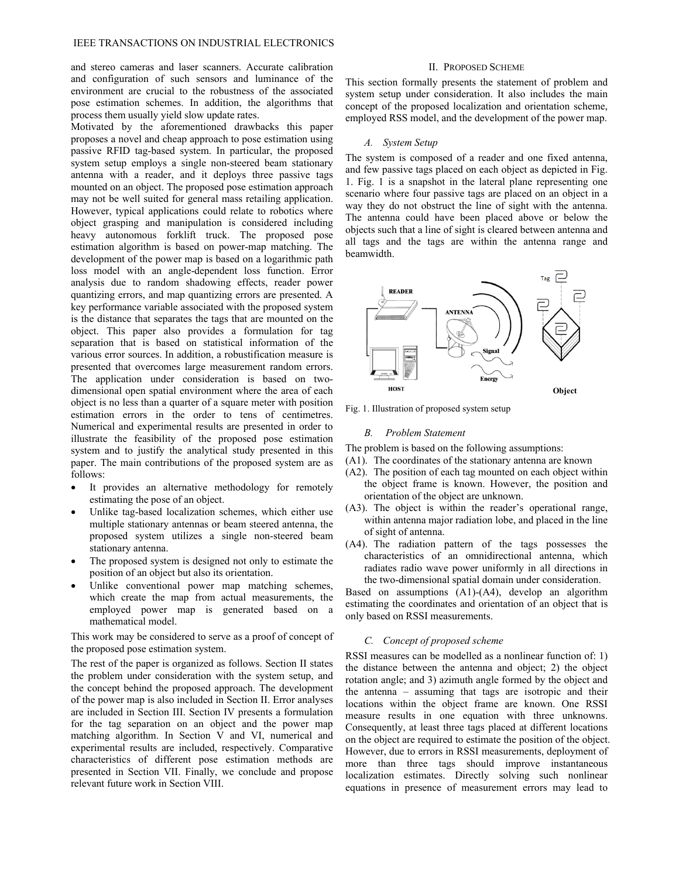and stereo cameras and laser scanners. Accurate calibration and configuration of such sensors and luminance of the environment are crucial to the robustness of the associated pose estimation schemes. In addition, the algorithms that process them usually yield slow update rates.

Motivated by the aforementioned drawbacks this paper proposes a novel and cheap approach to pose estimation using passive RFID tag-based system. In particular, the proposed system setup employs a single non-steered beam stationary antenna with a reader, and it deploys three passive tags mounted on an object. The proposed pose estimation approach may not be well suited for general mass retailing application. However, typical applications could relate to robotics where object grasping and manipulation is considered including heavy autonomous forklift truck. The proposed pose estimation algorithm is based on power-map matching. The development of the power map is based on a logarithmic path loss model with an angle-dependent loss function. Error analysis due to random shadowing effects, reader power quantizing errors, and map quantizing errors are presented. A key performance variable associated with the proposed system is the distance that separates the tags that are mounted on the object. This paper also provides a formulation for tag separation that is based on statistical information of the various error sources. In addition, a robustification measure is presented that overcomes large measurement random errors. The application under consideration is based on two-dimensional open spatial environment where the area of each object is no less than a quarter of a square meter with position estimation errors in the order to tens of centimetres. Numerical and experimental results are presented in order to illustrate the feasibility of the proposed pose estimation system and to justify the analytical study presented in this paper. The main contributions of the proposed system are as follows:

- It provides an alternative methodology for remotely estimating the pose of an object.
- Unlike tag-based localization schemes, which either use multiple stationary antennas or beam steered antenna, the proposed system utilizes a single non-steered beam stationary antenna.
- The proposed system is designed not only to estimate the position of an object but also its orientation.
- Unlike conventional power map matching schemes, which create the map from actual measurements, the employed power map is generated based on a mathematical model.

This work may be considered to serve as a proof of concept of the proposed pose estimation system.

The rest of the paper is organized as follows. Section II states the problem under consideration with the system setup, and the concept behind the proposed approach. The development of the power map is also included in Section II. Error analyses are included in Section III. Section IV presents a formulation for the tag separation on an object and the power map matching algorithm. In Section V and VI, numerical and experimental results are included, respectively. Comparative characteristics of different pose estimation methods are presented in Section VII. Finally, we conclude and propose relevant future work in Section VIII.

## II. Proposed Scheme

This section formally presents the statement of problem and system setup under consideration. It also includes the main concept of the proposed localization and orientation scheme, employed RSS model, and the development of the power map.

### A. System Setup

The system is composed of a reader and one fixed antenna, and few passive tags placed on each object as depicted in Fig. 1. Fig. 1 is a snapshot in the lateral plane representing one scenario where four passive tags are placed on an object in a way they do not obstruct the line of sight with the antenna. The antenna could have been placed above or below the objects such that a line of sight is cleared between antenna and all tags and the tags are within the antenna range and beamwidth.

Fig. 1. Illustration of proposed system setup

### B. Problem Statement

The problem is based on the following assumptions:

(A1). The coordinates of the stationary antenna are known

(A2). The position of each tag mounted on each object within the object frame is known. However, the position and orientation of the object are unknown.

(A3). The object is within the reader's operational range, within antenna major radiation lobe, and placed in the line of sight of antenna.

(A4). The radiation pattern of the tags possesses the characteristics of an omnidirectional antenna, which radiates radio wave power uniformly in all directions in the two-dimensional spatial domain under consideration.

Based on assumptions (A1)-(A4), develop an algorithm estimating the coordinates and orientation of an object that is only based on RSSI measurements.

### C. Concept of proposed scheme

RSSI measures can be modelled as a nonlinear function of: 1) the distance between the antenna and object; 2) the object rotation angle; and 3) azimuth angle formed by the object and the antenna – assuming that tags are isotropic and their locations within the object frame are known. One RSSI measure results in one equation with three unknowns. Consequently, at least three tags placed at different locations on the object are required to estimate the position of the object. However, due to errors in RSSI measurements, deployment of more than three tags should improve instantaneous localization estimates. Directly solving such nonlinear equations in presence of measurement errors may lead to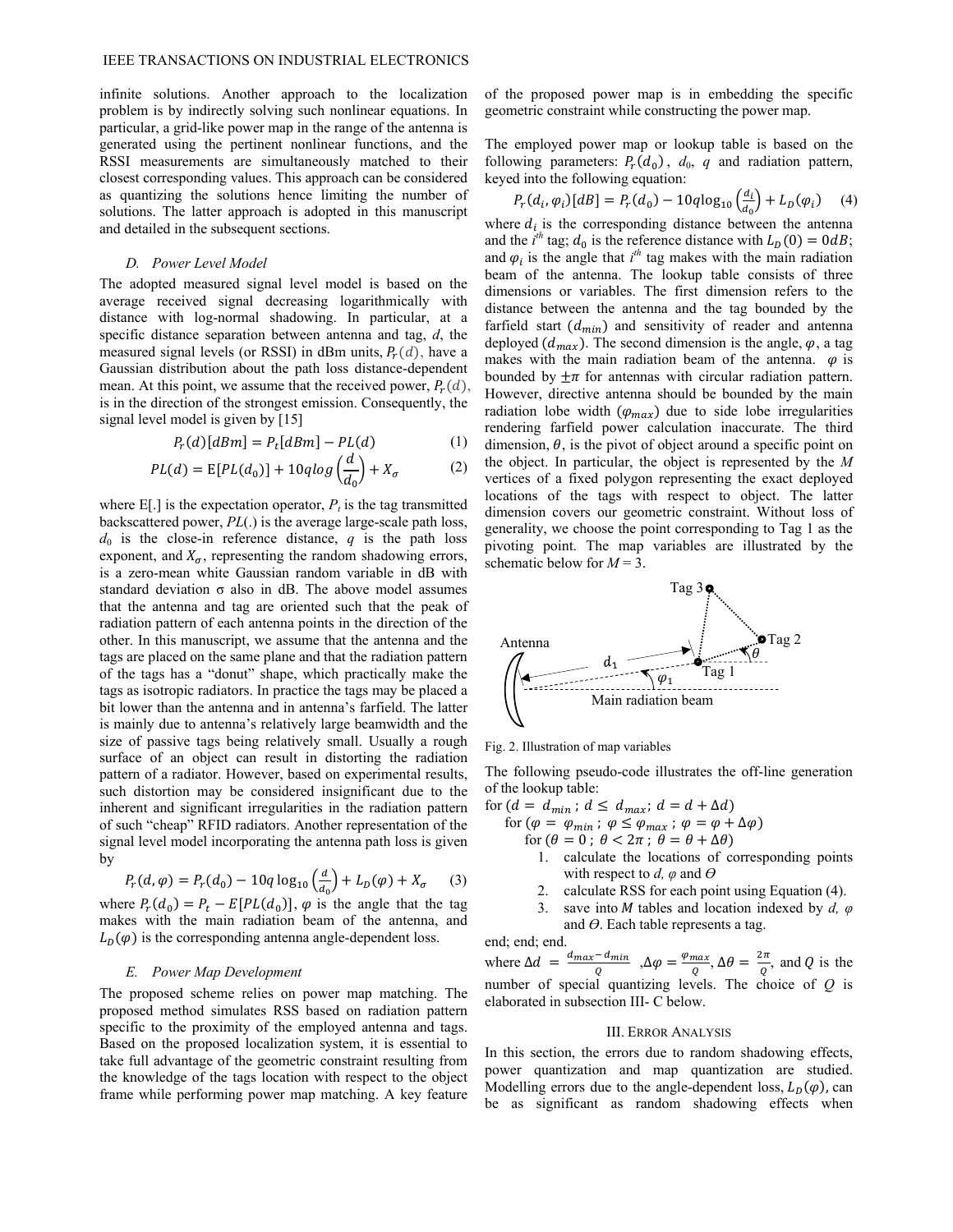infinite solutions. Another approach to the localization problem is by indirectly solving such nonlinear equations. In particular, a grid-like power map in the range of the antenna is generated using the pertinent nonlinear functions, and the RSSI measurements are simultaneously matched to their closest corresponding values. This approach can be considered as quantizing the solutions hence limiting the number of solutions. The latter approach is adopted in this manuscript and detailed in the subsequent sections.

### D. Power Level Model

The adopted measured signal level model is based on the average received signal decreasing logarithmically with distance with log-normal shadowing. In particular, at a specific distance separation between antenna and tag, $d$, the measured signal levels (or RSSI) in dBm units, $P_r(d)$, have a Gaussian distribution about the path loss distance-dependent mean. At this point, we assume that the received power, $P_r(d)$, is in the direction of the strongest emission. Consequently, the signal level model is given by [15]

$$P_r(d)[dBm] = P_t[dBm] - PL(d) \quad (1)$$

$$PL(d) = \mathrm{E}[PL(d_0)] + 10q\log\left(\frac{d}{d_0}\right) + X_\sigma \quad (2)$$

where E[.] is the expectation operator, $P_t$ is the tag transmitted backscattered power, $PL(.)$ is the average large-scale path loss, $d_0$ is the close-in reference distance, $q$ is the path loss exponent, and $X_\sigma$, representing the random shadowing errors, is a zero-mean white Gaussian random variable in dB with standard deviation σ also in dB. The above model assumes that the antenna and tag are oriented such that the peak of radiation pattern of each antenna points in the direction of the other. In this manuscript, we assume that the antenna and the tags are placed on the same plane and that the radiation pattern of the tags has a "donut" shape, which practically make the tags as isotropic radiators. In practice the tags may be placed a bit lower than the antenna and in antenna's farfield. The latter is mainly due to antenna's relatively large beamwidth and the size of passive tags being relatively small. Usually a rough surface of an object can result in distorting the radiation pattern of a radiator. However, based on experimental results, such distortion may be considered insignificant due to the inherent and significant irregularities in the radiation pattern of such "cheap" RFID radiators. Another representation of the signal level model incorporating the antenna path loss is given by

$$P_r(d,\varphi) = P_r(d_0) - 10q\log_{10}\left(\frac{d}{d_0}\right) + L_D(\varphi) + X_\sigma \quad (3)$$

where $P_r(d_0) = P_t - E[PL(d_0)]$, $\varphi$ is the angle that the tag makes with the main radiation beam of the antenna, and $L_D(\varphi)$ is the corresponding antenna angle-dependent loss.

### E. Power Map Development

The proposed scheme relies on power map matching. The proposed method simulates RSS based on radiation pattern specific to the proximity of the employed antenna and tags. Based on the proposed localization system, it is essential to take full advantage of the geometric constraint resulting from the knowledge of the tags location with respect to the object frame while performing power map matching. A key feature of the proposed power map is in embedding the specific geometric constraint while constructing the power map.

The employed power map or lookup table is based on the following parameters: $P_r(d_0)$, $d_0$, $q$ and radiation pattern, keyed into the following equation:

$$P_r(d_i,\varphi_i)[dB] = P_r(d_0) - 10q\log_{10}\left(\frac{d_i}{d_0}\right) + L_D(\varphi_i) \quad (4)$$

where $d_i$ is the corresponding distance between the antenna and the $i^{th}$ tag; $d_0$ is the reference distance with $L_D(0) = 0dB$; and $\varphi_i$ is the angle that $i^{th}$ tag makes with the main radiation beam of the antenna. The lookup table consists of three dimensions or variables. The first dimension refers to the distance between the antenna and the tag bounded by the farfield start ($d_{min}$) and sensitivity of reader and antenna deployed ($d_{max}$). The second dimension is the angle, $\varphi$, a tag makes with the main radiation beam of the antenna. $\varphi$ is bounded by $\pm\pi$ for antennas with circular radiation pattern. However, directive antenna should be bounded by the main radiation lobe width ($\varphi_{max}$) due to side lobe irregularities rendering farfield power calculation inaccurate. The third dimension, $\theta$, is the pivot of object around a specific point on the object. In particular, the object is represented by the $M$ vertices of a fixed polygon representing the exact deployed locations of the tags with respect to object. The latter dimension covers our geometric constraint. Without loss of generality, we choose the point corresponding to Tag 1 as the pivoting point. The map variables are illustrated by the schematic below for $M = 3$.

Fig. 2. Illustration of map variables

The following pseudo-code illustrates the off-line generation of the lookup table:

for ($d = d_{min}$ ; $d \leq d_{max}$; $d = d + \Delta d$)
  for ($\varphi = \varphi_{min}$ ; $\varphi \leq \varphi_{max}$ ; $\varphi = \varphi + \Delta\varphi$)
    for ($\theta = 0$ ; $\theta < 2\pi$ ; $\theta = \theta + \Delta\theta$)

1. calculate the locations of corresponding points with respect to $d$, $\varphi$ and $\Theta$
2. calculate RSS for each point using Equation (4).
3. save into $M$ tables and location indexed by $d$, $\varphi$ and $\Theta$. Each table represents a tag.

end; end; end.

where $\Delta d = \frac{d_{max} - d_{min}}{Q}$, $\Delta\varphi = \frac{\varphi_{max}}{Q}$, $\Delta\theta = \frac{2\pi}{Q}$, and $Q$ is the number of special quantizing levels. The choice of $Q$ is elaborated in subsection III- C below.

## III. Error Analysis

In this section, the errors due to random shadowing effects, power quantization and map quantization are studied. Modelling errors due to the angle-dependent loss, $L_D(\varphi)$, can be as significant as random shadowing effects when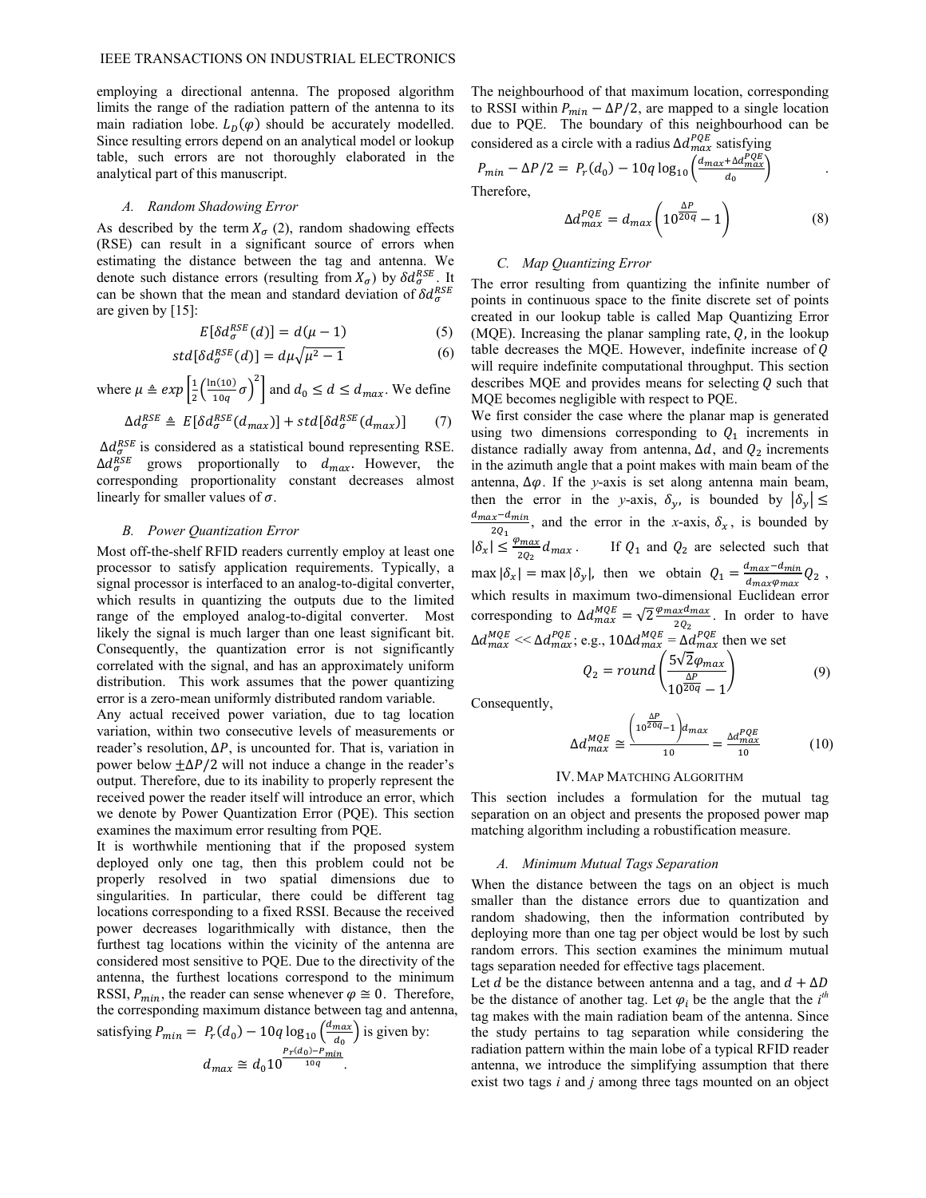employing a directional antenna. The proposed algorithm limits the range of the radiation pattern of the antenna to its main radiation lobe. $L_D(\varphi)$ should be accurately modelled. Since resulting errors depend on an analytical model or lookup table, such errors are not thoroughly elaborated in the analytical part of this manuscript.

### A. Random Shadowing Error

As described by the term $X_\sigma$ (2), random shadowing effects (RSE) can result in a significant source of errors when estimating the distance between the tag and antenna. We denote such distance errors (resulting from $X_\sigma$) by $\delta d_\sigma^{RSE}$. It can be shown that the mean and standard deviation of $\delta d_\sigma^{RSE}$ are given by [15]:

$$E[\delta d_\sigma^{RSE}(d)] = d(\mu - 1) \tag{5}$$

$$std[\delta d_\sigma^{RSE}(d)] = d\mu\sqrt{\mu^2 - 1} \tag{6}$$

where $\mu \triangleq exp\left[\frac{1}{2}\left(\frac{\ln(10)}{10q}\sigma\right)^2\right]$ and $d_0 \le d \le d_{max}$. We define

$$\Delta d_\sigma^{RSE} \triangleq E[\delta d_\sigma^{RSE}(d_{max})] + std[\delta d_\sigma^{RSE}(d_{max})] \tag{7}$$

$\Delta d_\sigma^{RSE}$ is considered as a statistical bound representing RSE. $\Delta d_\sigma^{RSE}$ grows proportionally to $d_{max}$. However, the corresponding proportionality constant decreases almost linearly for smaller values of $\sigma$.

### B. Power Quantization Error

Most off-the-shelf RFID readers currently employ at least one processor to satisfy application requirements. Typically, a signal processor is interfaced to an analog-to-digital converter, which results in quantizing the outputs due to the limited range of the employed analog-to-digital converter. Most likely the signal is much larger than one least significant bit. Consequently, the quantization error is not significantly correlated with the signal, and has an approximately uniform distribution. This work assumes that the power quantizing error is a zero-mean uniformly distributed random variable.

Any actual received power variation, due to tag location variation, within two consecutive levels of measurements or reader's resolution, $\Delta P$, is uncounted for. That is, variation in power below $\pm\Delta P/2$ will not induce a change in the reader's output. Therefore, due to its inability to properly represent the received power the reader itself will introduce an error, which we denote by Power Quantization Error (PQE). This section examines the maximum error resulting from PQE.

It is worthwhile mentioning that if the proposed system deployed only one tag, then this problem could not be properly resolved in two spatial dimensions due to singularities. In particular, there could be different tag locations corresponding to a fixed RSSI. Because the received power decreases logarithmically with distance, then the furthest tag locations within the vicinity of the antenna are considered most sensitive to PQE. Due to the directivity of the antenna, the furthest locations correspond to the minimum RSSI, $P_{min}$, the reader can sense whenever $\varphi \cong 0$. Therefore, the corresponding maximum distance between tag and antenna, satisfying $P_{min} = P_r(d_0) - 10q\log_{10}\left(\frac{d_{max}}{d_0}\right)$ is given by:

$$d_{max} \cong d_0 10^{\frac{P_r(d_0) - P_{min}}{10q}}.$$

The neighbourhood of that maximum location, corresponding to RSSI within $P_{min} - \Delta P/2$, are mapped to a single location due to PQE. The boundary of this neighbourhood can be considered as a circle with a radius $\Delta d_{max}^{PQE}$ satisfying

$$P_{min} - \Delta P/2 = P_r(d_0) - 10q\log_{10}\left(\frac{d_{max} + \Delta d_{max}^{PQE}}{d_0}\right).$$

Therefore,

$$\Delta d_{max}^{PQE} = d_{max}\left(10^{\frac{\Delta P}{20q}} - 1\right) \tag{8}$$

### C. Map Quantizing Error

The error resulting from quantizing the infinite number of points in continuous space to the finite discrete set of points created in our lookup table is called Map Quantizing Error (MQE). Increasing the planar sampling rate, $Q$, in the lookup table decreases the MQE. However, indefinite increase of $Q$ will require indefinite computational throughput. This section describes MQE and provides means for selecting $Q$ such that MQE becomes negligible with respect to PQE.

We first consider the case where the planar map is generated using two dimensions corresponding to $Q_1$ increments in distance radially away from antenna, $\Delta d$, and $Q_2$ increments in the azimuth angle that a point makes with main beam of the antenna, $\Delta\varphi$. If the *y*-axis is set along antenna main beam, then the error in the *y*-axis, $\delta_y$, is bounded by $|\delta_y| \le \frac{d_{max} - d_{min}}{2Q_1}$, and the error in the *x*-axis, $\delta_x$, is bounded by $|\delta_x| \le \frac{\varphi_{max}}{2Q_2}d_{max}$. If $Q_1$ and $Q_2$ are selected such that $\max|\delta_x| = \max|\delta_y|$, then we obtain $Q_1 = \frac{d_{max} - d_{min}}{d_{max}\varphi_{max}}Q_2$, which results in maximum two-dimensional Euclidean error corresponding to $\Delta d_{max}^{MQE} = \sqrt{2}\frac{\varphi_{max}d_{max}}{2Q_2}$. In order to have $\Delta d_{max}^{MQE} << \Delta d_{max}^{PQE}$; e.g., $10\Delta d_{max}^{MQE} = \Delta d_{max}^{PQE}$ then we set

$$Q_2 = round\left(\frac{5\sqrt{2}\varphi_{max}}{10^{\frac{\Delta P}{20q}} - 1}\right) \tag{9}$$

Consequently,

$$\Delta d_{max}^{MQE} \cong \frac{\left(10^{\frac{\Delta P}{20q}} - 1\right)d_{max}}{10} = \frac{\Delta d_{max}^{PQE}}{10} \tag{10}$$

## IV. Map Matching Algorithm

This section includes a formulation for the mutual tag separation on an object and presents the proposed power map matching algorithm including a robustification measure.

### A. Minimum Mutual Tags Separation

When the distance between the tags on an object is much smaller than the distance errors due to quantization and random shadowing, then the information contributed by deploying more than one tag per object would be lost by such random errors. This section examines the minimum mutual tags separation needed for effective tags placement.

Let $d$ be the distance between antenna and a tag, and $d + \Delta D$ be the distance of another tag. Let $\varphi_i$ be the angle that the $i^{th}$ tag makes with the main radiation beam of the antenna. Since the study pertains to tag separation while considering the radiation pattern within the main lobe of a typical RFID reader antenna, we introduce the simplifying assumption that there exist two tags *i* and *j* among three tags mounted on an object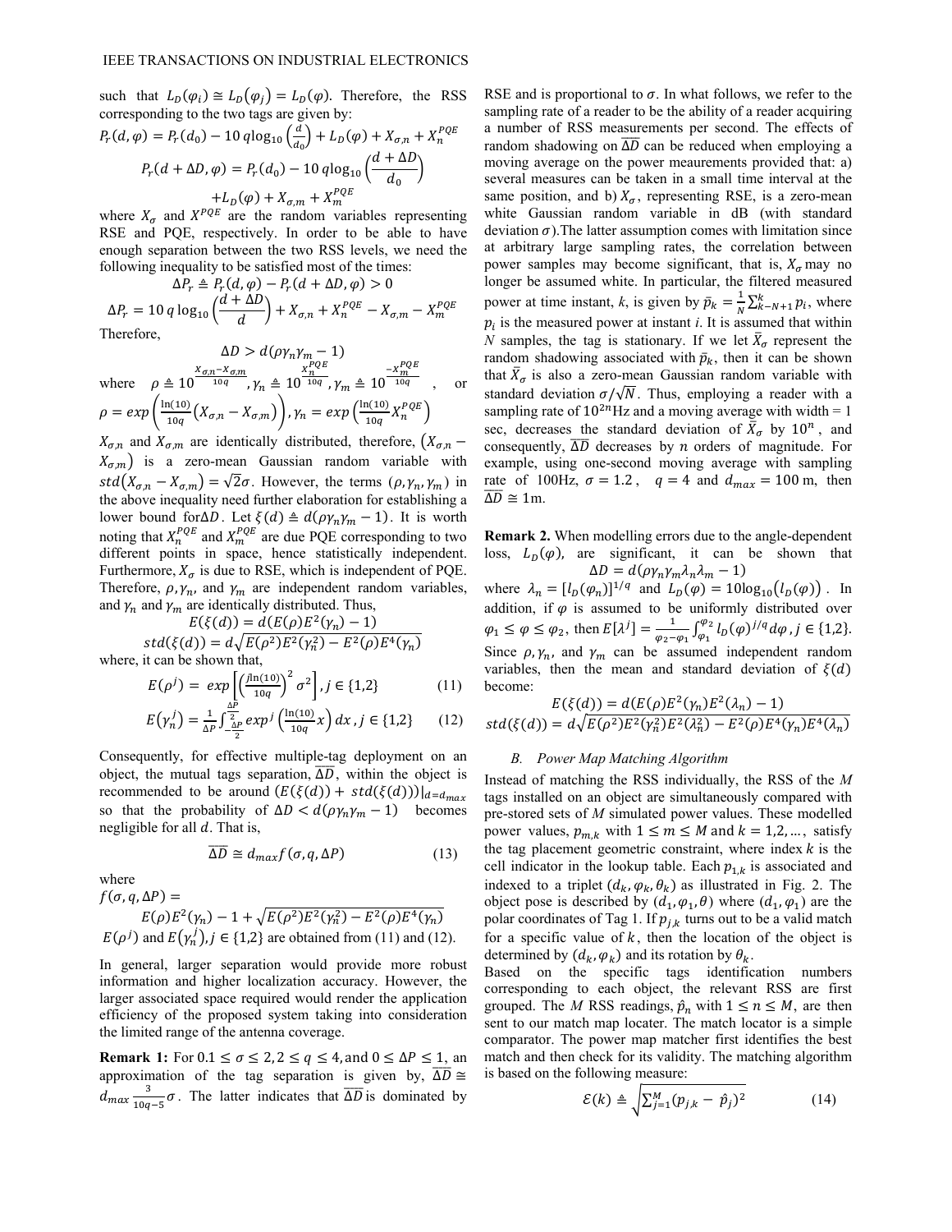such that $L_D(\varphi_i) \cong L_D(\varphi_j) = L_D(\varphi)$. Therefore, the RSS corresponding to the two tags are given by:

$$P_r(d,\varphi) = P_r(d_0) - 10\,q\log_{10}\left(\frac{d}{d_0}\right) + L_D(\varphi) + X_{\sigma,n} + X_n^{PQE}$$

$$P_r(d+\Delta D,\varphi) = P_r(d_0) - 10\,q\log_{10}\left(\frac{d+\Delta D}{d_0}\right)$$
$$+L_D(\varphi) + X_{\sigma,m} + X_m^{PQE}$$

where $X_\sigma$ and $X^{PQE}$ are the random variables representing RSE and PQE, respectively. In order to be able to have enough separation between the two RSS levels, we need the following inequality to be satisfied most of the times:

$$\Delta P_r \triangleq P_r(d,\varphi) - P_r(d+\Delta D,\varphi) > 0$$

$$\Delta P_r = 10\,q\log_{10}\left(\frac{d+\Delta D}{d}\right) + X_{\sigma,n} + X_n^{PQE} - X_{\sigma,m} - X_m^{PQE}$$

Therefore,

$$\Delta D > d(\rho\gamma_n\gamma_m - 1)$$

where $\rho \triangleq 10^{\frac{X_{\sigma,n}-X_{\sigma,m}}{10q}}, \gamma_n \triangleq 10^{\frac{X_n^{PQE}}{10q}}, \gamma_m \triangleq 10^{\frac{-X_m^{PQE}}{10q}}$, or $\rho = exp\left(\frac{\ln(10)}{10q}\left(X_{\sigma,n} - X_{\sigma,m}\right)\right), \gamma_n = exp\left(\frac{\ln(10)}{10q}X_n^{PQE}\right)$

$X_{\sigma,n}$ and $X_{\sigma,m}$ are identically distributed, therefore, $\left(X_{\sigma,n} - X_{\sigma,m}\right)$ is a zero-mean Gaussian random variable with $std\left(X_{\sigma,n} - X_{\sigma,m}\right) = \sqrt{2}\sigma$. However, the terms $(\rho,\gamma_n,\gamma_m)$ in the above inequality need further elaboration for establishing a lower bound for $\Delta D$. Let $\xi(d) \triangleq d(\rho\gamma_n\gamma_m - 1)$. It is worth noting that $X_n^{PQE}$ and $X_m^{PQE}$ are due PQE corresponding to two different points in space, hence statistically independent. Furthermore, $X_\sigma$ is due to RSE, which is independent of PQE. Therefore, $\rho, \gamma_n$, and $\gamma_m$ are independent random variables, and $\gamma_n$ and $\gamma_m$ are identically distributed. Thus,

$$E(\xi(d)) = d(E(\rho)E^2(\gamma_n) - 1)$$

$$std(\xi(d)) = d\sqrt{E(\rho^2)E^2(\gamma_n^2) - E^2(\rho)E^4(\gamma_n)}$$

where, it can be shown that,

$$E(\rho^j) = exp\left[\left(\frac{j\ln(10)}{10q}\right)^2\sigma^2\right], j \in \{1,2\} \tag{11}$$

$$E(\gamma_n^j) = \frac{1}{\Delta P}\int_{-\frac{\Delta P}{2}}^{\frac{\Delta P}{2}} exp^j\left(\frac{\ln(10)}{10q}x\right)dx, j \in \{1,2\} \tag{12}$$

Consequently, for effective multiple-tag deployment on an object, the mutual tags separation, $\overline{\Delta D}$, within the object is recommended to be around $\left(E(\xi(d)) + std(\xi(d))\right)|_{d=d_{max}}$ so that the probability of $\Delta D < d(\rho\gamma_n\gamma_m - 1)$ becomes negligible for all $d$. That is,

$$\overline{\Delta D} \cong d_{max} f(\sigma, q, \Delta P) \tag{13}$$

where

$$f(\sigma,q,\Delta P) =$$
$$E(\rho)E^2(\gamma_n) - 1 + \sqrt{E(\rho^2)E^2(\gamma_n^2) - E^2(\rho)E^4(\gamma_n)}$$

$E(\rho^j)$ and $E(\gamma_n^j), j \in \{1,2\}$ are obtained from (11) and (12).

In general, larger separation would provide more robust information and higher localization accuracy. However, the larger associated space required would render the application efficiency of the proposed system taking into consideration the limited range of the antenna coverage.

**Remark 1:** For $0.1 \le \sigma \le 2, 2 \le q \le 4$, and $0 \le \Delta P \le 1$, an approximation of the tag separation is given by, $\overline{\Delta D} \cong d_{max}\frac{3}{10q-5}\sigma$. The latter indicates that $\overline{\Delta D}$ is dominated by RSE and is proportional to $\sigma$. In what follows, we refer to the sampling rate of a reader to be the ability of a reader acquiring a number of RSS measurements per second. The effects of random shadowing on $\overline{\Delta D}$ can be reduced when employing a moving average on the power meaurements provided that: a) several measures can be taken in a small time interval at the same position, and b) $X_\sigma$, representing RSE, is a zero-mean white Gaussian random variable in dB (with standard deviation $\sigma$).The latter assumption comes with limitation since at arbitrary large sampling rates, the correlation between power samples may become significant, that is, $X_\sigma$ may no longer be assumed white. In particular, the filtered measured power at time instant, $k$, is given by $\bar{p}_k = \frac{1}{N}\sum_{k-N+1}^{k} p_i$, where $p_i$ is the measured power at instant $i$. It is assumed that within $N$ samples, the tag is stationary. If we let $\bar{X}_\sigma$ represent the random shadowing associated with $\bar{p}_k$, then it can be shown that $\bar{X}_\sigma$ is also a zero-mean Gaussian random variable with standard deviation $\sigma/\sqrt{N}$. Thus, employing a reader with a sampling rate of $10^{2n}$Hz and a moving average with width = 1 sec, decreases the standard deviation of $\bar{X}_\sigma$ by $10^n$, and consequently, $\overline{\Delta D}$ decreases by $n$ orders of magnitude. For example, using one-second moving average with sampling rate of 100Hz, $\sigma = 1.2$, $q = 4$ and $d_{max} = 100$ m, then $\overline{\Delta D} \cong 1$m.

**Remark 2.** When modelling errors due to the angle-dependent loss, $L_D(\varphi)$, are significant, it can be shown that

$$\Delta D = d(\rho\gamma_n\gamma_m\lambda_n\lambda_m - 1)$$

where $\lambda_n = [l_D(\varphi_n)]^{1/q}$ and $L_D(\varphi) = 10\log_{10}(l_D(\varphi))$. In addition, if $\varphi$ is assumed to be uniformly distributed over $\varphi_1 \le \varphi \le \varphi_2$, then $E[\lambda^j] = \frac{1}{\varphi_2-\varphi_1}\int_{\varphi_1}^{\varphi_2} l_D(\varphi)^{j/q}d\varphi, j \in \{1,2\}$. Since $\rho, \gamma_n$, and $\gamma_m$ can be assumed independent random variables, then the mean and standard deviation of $\xi(d)$ become:

$$E(\xi(d)) = d(E(\rho)E^2(\gamma_n)E^2(\lambda_n) - 1)$$

$$std(\xi(d)) = d\sqrt{E(\rho^2)E^2(\gamma_n^2)E^2(\lambda_n^2) - E^2(\rho)E^4(\gamma_n)E^4(\lambda_n)}$$

### *B. Power Map Matching Algorithm*

Instead of matching the RSS individually, the RSS of the *M* tags installed on an object are simultaneously compared with pre-stored sets of *M* simulated power values. These modelled power values, $p_{m,k}$ with $1 \le m \le M$ and $k = 1,2,\ldots,$ satisfy the tag placement geometric constraint, where index $k$ is the cell indicator in the lookup table. Each $p_{1,k}$ is associated and indexed to a triplet $(d_k, \varphi_k, \theta_k)$ as illustrated in Fig. 2. The object pose is described by $(d_1, \varphi_1, \theta)$ where $(d_1, \varphi_1)$ are the polar coordinates of Tag 1. If $p_{j,k}$ turns out to be a valid match for a specific value of $k$, then the location of the object is determined by $(d_k, \varphi_k)$ and its rotation by $\theta_k$.

Based on the specific tags identification numbers corresponding to each object, the relevant RSS are first grouped. The *M* RSS readings, $\hat{p}_n$ with $1 \le n \le M$, are then sent to our match map locater. The match locator is a simple comparator. The power map matcher first identifies the best match and then check for its validity. The matching algorithm is based on the following measure:

$$\mathcal{E}(k) \triangleq \sqrt{\sum_{j=1}^{M}(p_{j,k} - \hat{p}_j)^2} \tag{14}$$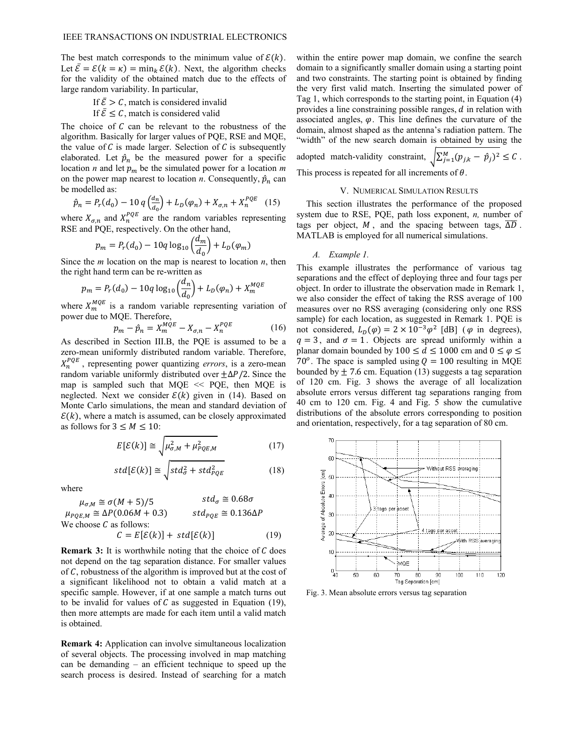The best match corresponds to the minimum value of $\mathcal{E}(k)$. Let $\bar{\mathcal{E}} = \mathcal{E}(k = \kappa) = \min_k \mathcal{E}(k)$. Next, the algorithm checks for the validity of the obtained match due to the effects of large random variability. In particular,

If $\bar{\mathcal{E}} > C$, match is considered invalid
If $\bar{\mathcal{E}} \leq C$, match is considered valid

The choice of $C$ can be relevant to the robustness of the algorithm. Basically for larger values of PQE, RSE and MQE, the value of $C$ is made larger. Selection of $C$ is subsequently elaborated. Let $\hat{p}_n$ be the measured power for a specific location *n* and let $p_m$ be the simulated power for a location *m* on the power map nearest to location *n*. Consequently, $\hat{p}_n$ can be modelled as:

$$\hat{p}_n = P_r(d_0) - 10\, q\left(\frac{d_n}{d_0}\right) + L_D(\varphi_n) + X_{\sigma,n} + X_n^{PQE} \quad (15)$$

where $X_{\sigma,n}$ and $X_n^{PQE}$ are the random variables representing RSE and PQE, respectively. On the other hand,

$$p_m = P_r(d_0) - 10q\log_{10}\left(\frac{d_m}{d_0}\right) + L_D(\varphi_m)$$

Since the *m* location on the map is nearest to location *n*, then the right hand term can be re-written as

$$p_m = P_r(d_0) - 10q\log_{10}\left(\frac{d_n}{d_0}\right) + L_D(\varphi_n) + X_m^{MQE}$$

where $X_m^{MQE}$ is a random variable representing variation of power due to MQE. Therefore,

$$p_m - \hat{p}_n = X_m^{MQE} - X_{\sigma,n} - X_n^{PQE} \quad (16)$$

As described in Section III.B, the PQE is assumed to be a zero-mean uniformly distributed random variable. Therefore, $X_n^{PQE}$, representing power quantizing *errors*, is a zero-mean random variable uniformly distributed over $\pm\Delta P/2$. Since the map is sampled such that MQE << PQE, then MQE is neglected. Next we consider $\mathcal{E}(k)$ given in (14). Based on Monte Carlo simulations, the mean and standard deviation of $\mathcal{E}(k)$, where a match is assumed, can be closely approximated as follows for $3 \leq M \leq 10$:

$$E[\mathcal{E}(k)] \cong \sqrt{\mu_{\sigma,M}^2 + \mu_{PQE,M}^2} \quad (17)$$

$$std[\mathcal{E}(k)] \cong \sqrt{std_\sigma^2 + std_{PQE}^2} \quad (18)$$

where

$\mu_{\sigma,M} \cong \sigma(M+5)/5 \qquad std_\sigma \cong 0.68\sigma$
$\mu_{PQE,M} \cong \Delta P(0.06M + 0.3) \qquad std_{PQE} \cong 0.136\Delta P$

We choose $C$ as follows:

$$C = E[\mathcal{E}(k)] + std[\mathcal{E}(k)] \quad (19)$$

**Remark 3:** It is worthwhile noting that the choice of $C$ does not depend on the tag separation distance. For smaller values of $C$, robustness of the algorithm is improved but at the cost of a significant likelihood not to obtain a valid match at a specific sample. However, if at one sample a match turns out to be invalid for values of $C$ as suggested in Equation (19), then more attempts are made for each item until a valid match is obtained.

**Remark 4:** Application can involve simultaneous localization of several objects. The processing involved in map matching can be demanding – an efficient technique to speed up the search process is desired. Instead of searching for a match within the entire power map domain, we confine the search domain to a significantly smaller domain using a starting point and two constraints. The starting point is obtained by finding the very first valid match. Inserting the simulated power of Tag 1, which corresponds to the starting point, in Equation (4) provides a line constraining possible ranges, $d$ in relation with associated angles, $\varphi$. This line defines the curvature of the domain, almost shaped as the antenna's radiation pattern. The "width" of the new search domain is obtained by using the adopted match-validity constraint, $\sqrt{\sum_{j=1}^{M}(p_{j,k} - \hat{p}_j)^2} \leq C$. This process is repeated for all increments of $\theta$.

## V. Numerical Simulation Results

This section illustrates the performance of the proposed system due to RSE, PQE, path loss exponent, *n,* number of tags per object, $M$, and the spacing between tags, $\overline{\Delta D}$. MATLAB is employed for all numerical simulations.

### A. Example 1.

This example illustrates the performance of various tag separations and the effect of deploying three and four tags per object. In order to illustrate the observation made in Remark 1, we also consider the effect of taking the RSS average of 100 measures over no RSS averaging (considering only one RSS sample) for each location, as suggested in Remark 1. PQE is not considered, $L_D(\varphi) = 2 \times 10^{-3}\varphi^2$ [dB] ($\varphi$ in degrees), $q = 3$, and $\sigma = 1$. Objects are spread uniformly within a planar domain bounded by $100 \leq d \leq 1000$ cm and $0 \leq \varphi \leq 70^o$. The space is sampled using $Q = 100$ resulting in MQE bounded by $\pm$ 7.6 cm. Equation (13) suggests a tag separation of 120 cm. Fig. 3 shows the average of all localization absolute errors versus different tag separations ranging from 40 cm to 120 cm. Fig. 4 and Fig. 5 show the cumulative distributions of the absolute errors corresponding to position and orientation, respectively, for a tag separation of 80 cm.

Fig. 3. Mean absolute errors versus tag separation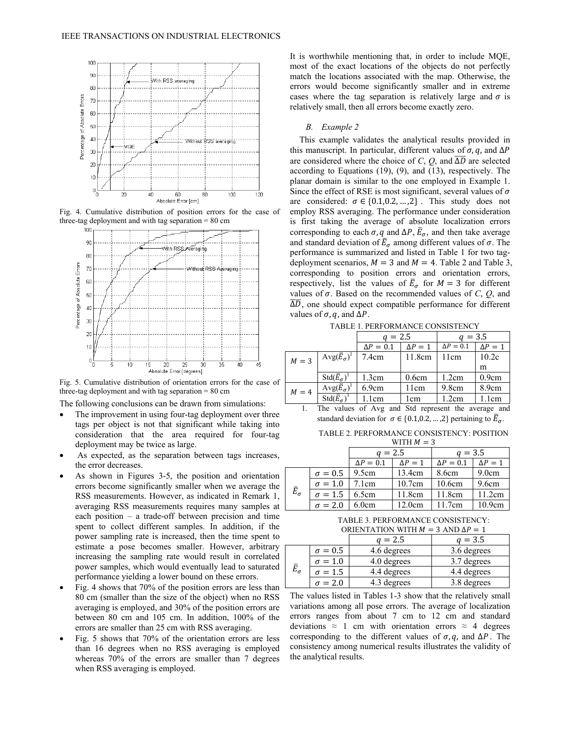Fig. 4. Cumulative distribution of position errors for the case of three-tag deployment and with tag separation = 80 cm

Fig. 5. Cumulative distribution of orientation errors for the case of three-tag deployment and with tag separation = 80 cm

The following conclusions can be drawn from simulations:

- The improvement in using four-tag deployment over three tags per object is not that significant while taking into consideration that the area required for four-tag deployment may be twice as large.
- As expected, as the separation between tags increases, the error decreases.
- As shown in Figures 3-5, the position and orientation errors become significantly smaller when we average the RSS measurements. However, as indicated in Remark 1, averaging RSS measurements requires many samples at each position – a trade-off between precision and time spent to collect different samples. In addition, if the power sampling rate is increased, then the time spent to estimate a pose becomes smaller. However, arbitrary increasing the sampling rate would result in correlated power samples, which would eventually lead to saturated performance yielding a lower bound on these errors.
- Fig. 4 shows that 70% of the position errors are less than 80 cm (smaller than the size of the object) when no RSS averaging is employed, and 30% of the position errors are between 80 cm and 105 cm. In addition, 100% of the errors are smaller than 25 cm with RSS averaging.
- Fig. 5 shows that 70% of the orientation errors are less than 16 degrees when no RSS averaging is employed whereas 70% of the errors are smaller than 7 degrees when RSS averaging is employed.

It is worthwhile mentioning that, in order to include MQE, most of the exact locations of the objects do not perfectly match the locations associated with the map. Otherwise, the errors would become significantly smaller and in extreme cases where the tag separation is relatively large and $\sigma$ is relatively small, then all errors become exactly zero.

### B. Example 2

This example validates the analytical results provided in this manuscript. In particular, different values of $\sigma, q$, and $\Delta P$ are considered where the choice of *C*, *Q*, and $\overline{\Delta D}$ are selected according to Equations (19), (9), and (13), respectively. The planar domain is similar to the one employed in Example 1. Since the effect of RSE is most significant, several values of $\sigma$ are considered: $\sigma \in \{0.1, 0.2, \ldots, 2\}$. This study does not employ RSS averaging. The performance under consideration is first taking the average of absolute localization errors corresponding to each $\sigma, q$ and $\Delta P$, $\bar{E}_\sigma$, and then take average and standard deviation of $\bar{E}_\sigma$ among different values of $\sigma$. The performance is summarized and listed in Table 1 for two tag-deployment scenarios, $M = 3$ and $M = 4$. Table 2 and Table 3, corresponding to position errors and orientation errors, respectively, list the values of $\bar{E}_\sigma$ for $M = 3$ for different values of $\sigma$. Based on the recommended values of *C*, *Q*, and $\overline{\Delta D}$, one should expect compatible performance for different values of $\sigma, q$, and $\Delta P$.

TABLE 1. PERFORMANCE CONSISTENCY

| | | $q = 2.5$ | | $q = 3.5$ | |
|---|---|---|---|---|---|
| | | $\Delta P = 0.1$ | $\Delta P = 1$ | $\Delta P = 0.1$ | $\Delta P = 1$ |
| $M = 3$ | $\text{Avg}(\bar{E}_\sigma)$[1] | 7.4cm | 11.8cm | 11cm | 10.2cm |
| | $\text{Std}(\bar{E}_\sigma)$[1] | 1.3cm | 0.6cm | 1.2cm | 0.9cm |
| $M = 4$ | $\text{Avg}(\bar{E}_\sigma)$[1] | 6.9cm | 11cm | 9.8cm | 8.9cm |
| | $\text{Std}(\bar{E}_\sigma)$[1] | 1.1cm | 1cm | 1.2cm | 1.1cm |

1. The values of Avg and Std represent the average and standard deviation for $\sigma \in \{0.1, 0.2, \ldots, 2\}$ pertaining to $\bar{E}_\sigma$.

TABLE 2. PERFORMANCE CONSISTENCY: POSITION WITH $M = 3$

| | | $q = 2.5$ | | $q = 3.5$ | |
|---|---|---|---|---|---|
| | | $\Delta P = 0.1$ | $\Delta P = 1$ | $\Delta P = 0.1$ | $\Delta P = 1$ |
| $\bar{E}_\sigma$ | $\sigma = 0.5$ | 9.5cm | 13.4cm | 8.6cm | 9.0cm |
| | $\sigma = 1.0$ | 7.1cm | 10.7cm | 10.6cm | 9.6cm |
| | $\sigma = 1.5$ | 6.5cm | 11.8cm | 11.8cm | 11.2cm |
| | $\sigma = 2.0$ | 6.0cm | 12.0cm | 11.7cm | 10.9cm |

TABLE 3. PERFORMANCE CONSISTENCY: ORIENTATION WITH $M = 3$ AND $\Delta P = 1$

| | | $q = 2.5$ | $q = 3.5$ |
|---|---|---|---|
| $\bar{E}_\sigma$ | $\sigma = 0.5$ | 4.6 degrees | 3.6 degrees |
| | $\sigma = 1.0$ | 4.0 degrees | 3.7 degrees |
| | $\sigma = 1.5$ | 4.4 degrees | 4.4 degrees |
| | $\sigma = 2.0$ | 4.3 degrees | 3.8 degrees |

The values listed in Tables 1-3 show that the relatively small variations among all pose errors. The average of localization errors ranges from about 7 cm to 12 cm and standard deviations ≈ 1 cm with orientation errors ≈ 4 degrees corresponding to the different values of $\sigma, q$, and $\Delta P$. The consistency among numerical results illustrates the validity of the analytical results.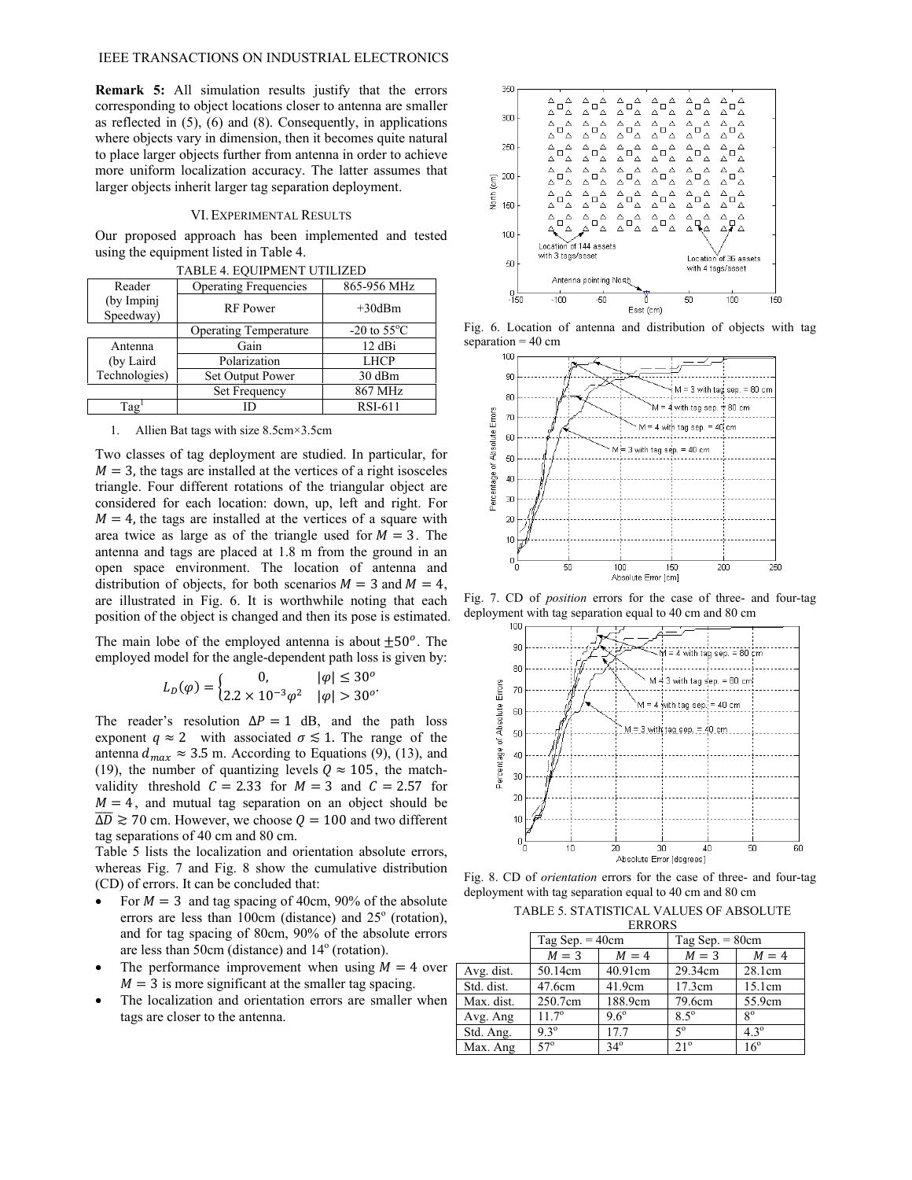**Remark 5:** All simulation results justify that the errors corresponding to object locations closer to antenna are smaller as reflected in (5), (6) and (8). Consequently, in applications where objects vary in dimension, then it becomes quite natural to place larger objects further from antenna in order to achieve more uniform localization accuracy. The latter assumes that larger objects inherit larger tag separation deployment.

## VI. Experimental Results

Our proposed approach has been implemented and tested using the equipment listed in Table 4.

TABLE 4. EQUIPMENT UTILIZED

| | | |
|---|---|---|
| Reader (by Impinj Speedway) | Operating Frequencies | 865-956 MHz |
| | RF Power | +30dBm |
| | Operating Temperature | -20 to 55°C |
| Antenna (by Laird Technologies) | Gain | 12 dBi |
| | Polarization | LHCP |
| | Set Output Power | 30 dBm |
| | Set Frequency | 867 MHz |
| Tag[1] | ID | RSI-611 |

1. Allien Bat tags with size 8.5cm×3.5cm

Two classes of tag deployment are studied. In particular, for $M = 3$, the tags are installed at the vertices of a right isosceles triangle. Four different rotations of the triangular object are considered for each location: down, up, left and right. For $M = 4$, the tags are installed at the vertices of a square with area twice as large as of the triangle used for $M = 3$. The antenna and tags are placed at 1.8 m from the ground in an open space environment. The location of antenna and distribution of objects, for both scenarios $M = 3$ and $M = 4$, are illustrated in Fig. 6. It is worthwhile noting that each position of the object is changed and then its pose is estimated.

The main lobe of the employed antenna is about $\pm 50^o$. The employed model for the angle-dependent path loss is given by:

$$L_D(\varphi) = \begin{cases} 0, & |\varphi| \leq 30^o \\ 2.2 \times 10^{-3}\varphi^2 & |\varphi| > 30^o \end{cases}.$$

The reader's resolution $\Delta P = 1$ dB, and the path loss exponent $q \approx 2$ with associated $\sigma \lesssim 1$. The range of the antenna $d_{max} \approx 3.5$ m. According to Equations (9), (13), and (19), the number of quantizing levels $Q \approx 105$, the match-validity threshold $C = 2.33$ for $M = 3$ and $C = 2.57$ for $M = 4$, and mutual tag separation on an object should be $\overline{\Delta D} \gtrsim 70$ cm. However, we choose $Q = 100$ and two different tag separations of 40 cm and 80 cm.

Table 5 lists the localization and orientation absolute errors, whereas Fig. 7 and Fig. 8 show the cumulative distribution (CD) of errors. It can be concluded that:

- For $M = 3$ and tag spacing of 40cm, 90% of the absolute errors are less than 100cm (distance) and 25° (rotation), and for tag spacing of 80cm, 90% of the absolute errors are less than 50cm (distance) and 14° (rotation).
- The performance improvement when using $M = 4$ over $M = 3$ is more significant at the smaller tag spacing.
- The localization and orientation errors are smaller when tags are closer to the antenna.

Fig. 6. Location of antenna and distribution of objects with tag separation = 40 cm

Fig. 7. CD of *position* errors for the case of three- and four-tag deployment with tag separation equal to 40 cm and 80 cm

Fig. 8. CD of *orientation* errors for the case of three- and four-tag deployment with tag separation equal to 40 cm and 80 cm

TABLE 5. STATISTICAL VALUES OF ABSOLUTE ERRORS

| | Tag Sep. = 40cm | | Tag Sep. = 80cm | |
|---|---|---|---|---|
| | $M = 3$ | $M = 4$ | $M = 3$ | $M = 4$ |
| Avg. dist. | 50.14cm | 40.91cm | 29.34cm | 28.1cm |
| Std. dist. | 47.6cm | 41.9cm | 17.3cm | 15.1cm |
| Max. dist. | 250.7cm | 188.9cm | 79.6cm | 55.9cm |
| Avg. Ang | 11.7° | 9.6° | 8.5° | 8° |
| Std. Ang. | 9.3° | 17.7 | 5° | 4.3° |
| Max. Ang | 57° | 34° | 21° | 16° |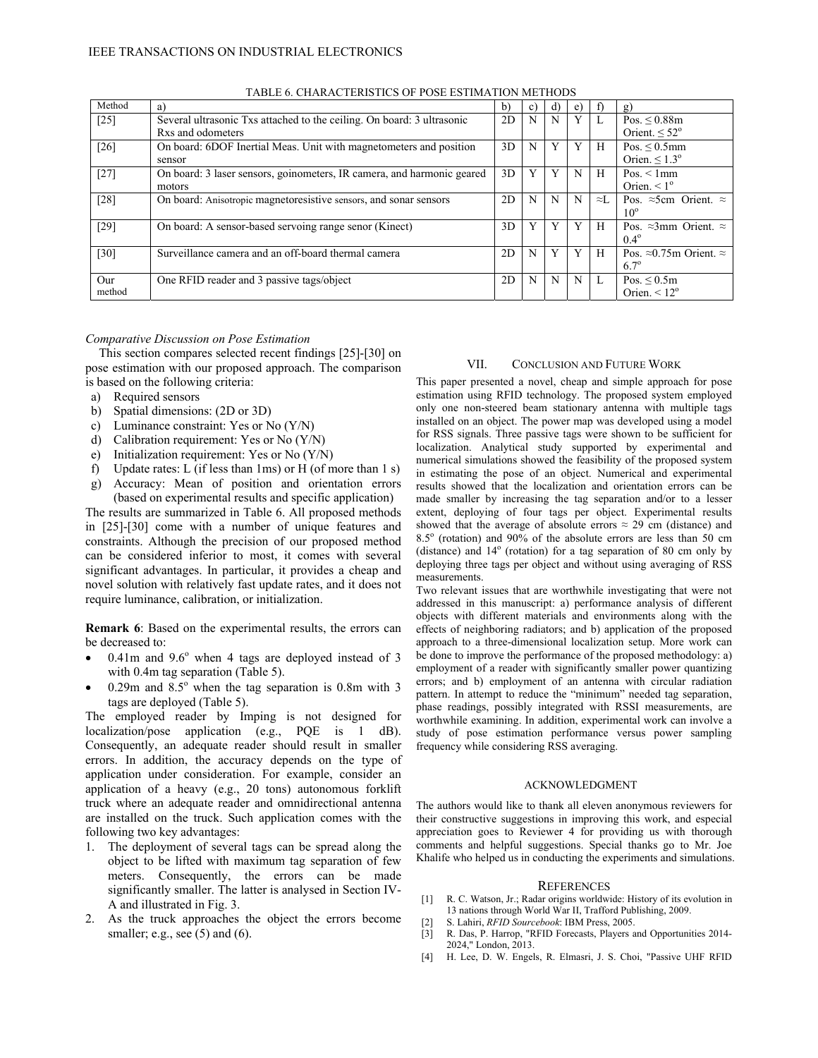TABLE 6. CHARACTERISTICS OF POSE ESTIMATION METHODS

| Method | a) | b) | c) | d) | e) | f) | g) |
|---|---|---|---|---|---|---|---|
| [25] | Several ultrasonic Txs attached to the ceiling. On board: 3 ultrasonic Rxs and odometers | 2D | N | N | Y | L | Pos. ≤ 0.88m Orient. ≤ 52$^o$ |
| [26] | On board: 6DOF Inertial Meas. Unit with magnetometers and position sensor | 3D | N | Y | Y | H | Pos. ≤ 0.5mm Orien. ≤ 1.3$^o$ |
| [27] | On board: 3 laser sensors, goinometers, IR camera, and harmonic geared motors | 3D | Y | Y | N | H | Pos. < 1mm Orien. < 1$^o$ |
| [28] | On board: Anisotropic magnetoresistive sensors, and sonar sensors | 2D | N | N | N | ≈L | Pos. ≈5cm Orient. ≈ 10$^o$ |
| [29] | On board: A sensor-based servoing range senor (Kinect) | 3D | Y | Y | Y | H | Pos. ≈3mm Orient. ≈ 0.4$^o$ |
| [30] | Surveillance camera and an off-board thermal camera | 2D | N | Y | Y | H | Pos. ≈0.75m Orient. ≈ 6.7$^o$ |
| Our method | One RFID reader and 3 passive tags/object | 2D | N | N | N | L | Pos. ≤ 0.5m Orien. < 12$^o$ |

*Comparative Discussion on Pose Estimation*

This section compares selected recent findings [25]-[30] on pose estimation with our proposed approach. The comparison is based on the following criteria:

a) Required sensors
b) Spatial dimensions: (2D or 3D)
c) Luminance constraint: Yes or No (Y/N)
d) Calibration requirement: Yes or No (Y/N)
e) Initialization requirement: Yes or No (Y/N)
f) Update rates: L (if less than 1ms) or H (of more than 1 s)
g) Accuracy: Mean of position and orientation errors (based on experimental results and specific application)

The results are summarized in Table 6. All proposed methods in [25]-[30] come with a number of unique features and constraints. Although the precision of our proposed method can be considered inferior to most, it comes with several significant advantages. In particular, it provides a cheap and novel solution with relatively fast update rates, and it does not require luminance, calibration, or initialization.

**Remark 6**: Based on the experimental results, the errors can be decreased to:

- 0.41m and 9.6$^o$ when 4 tags are deployed instead of 3 with 0.4m tag separation (Table 5).
- 0.29m and 8.5$^o$ when the tag separation is 0.8m with 3 tags are deployed (Table 5).

The employed reader by Imping is not designed for localization/pose application (e.g., PQE is 1 dB). Consequently, an adequate reader should result in smaller errors. In addition, the accuracy depends on the type of application under consideration. For example, consider an application of a heavy (e.g., 20 tons) autonomous forklift truck where an adequate reader and omnidirectional antenna are installed on the truck. Such application comes with the following two key advantages:

1. The deployment of several tags can be spread along the object to be lifted with maximum tag separation of few meters. Consequently, the errors can be made significantly smaller. The latter is analysed in Section IV-A and illustrated in Fig. 3.
2. As the truck approaches the object the errors become smaller; e.g., see (5) and (6).

## VII. Conclusion and Future Work

This paper presented a novel, cheap and simple approach for pose estimation using RFID technology. The proposed system employed only one non-steered beam stationary antenna with multiple tags installed on an object. The power map was developed using a model for RSS signals. Three passive tags were shown to be sufficient for localization. Analytical study supported by experimental and numerical simulations showed the feasibility of the proposed system in estimating the pose of an object. Numerical and experimental results showed that the localization and orientation errors can be made smaller by increasing the tag separation and/or to a lesser extent, deploying of four tags per object. Experimental results showed that the average of absolute errors ≈ 29 cm (distance) and 8.5$^o$ (rotation) and 90% of the absolute errors are less than 50 cm (distance) and 14$^o$ (rotation) for a tag separation of 80 cm only by deploying three tags per object and without using averaging of RSS measurements.

Two relevant issues that are worthwhile investigating that were not addressed in this manuscript: a) performance analysis of different objects with different materials and environments along with the effects of neighboring radiators; and b) application of the proposed approach to a three-dimensional localization setup. More work can be done to improve the performance of the proposed methodology: a) employment of a reader with significantly smaller power quantizing errors; and b) employment of an antenna with circular radiation pattern. In attempt to reduce the "minimum" needed tag separation, phase readings, possibly integrated with RSSI measurements, are worthwhile examining. In addition, experimental work can involve a study of pose estimation performance versus power sampling frequency while considering RSS averaging.

## Acknowledgment

The authors would like to thank all eleven anonymous reviewers for their constructive suggestions in improving this work, and especial appreciation goes to Reviewer 4 for providing us with thorough comments and helpful suggestions. Special thanks go to Mr. Joe Khalife who helped us in conducting the experiments and simulations.

## References

[1] R. C. Watson, Jr.; Radar origins worldwide: History of its evolution in 13 nations through World War II, Trafford Publishing, 2009.
[2] S. Lahiri, *RFID Sourcebook*: IBM Press, 2005.
[3] R. Das, P. Harrop, "RFID Forecasts, Players and Opportunities 2014-2024," London, 2013.
[4] H. Lee, D. W. Engels, R. Elmasri, J. S. Choi, "Passive UHF RFID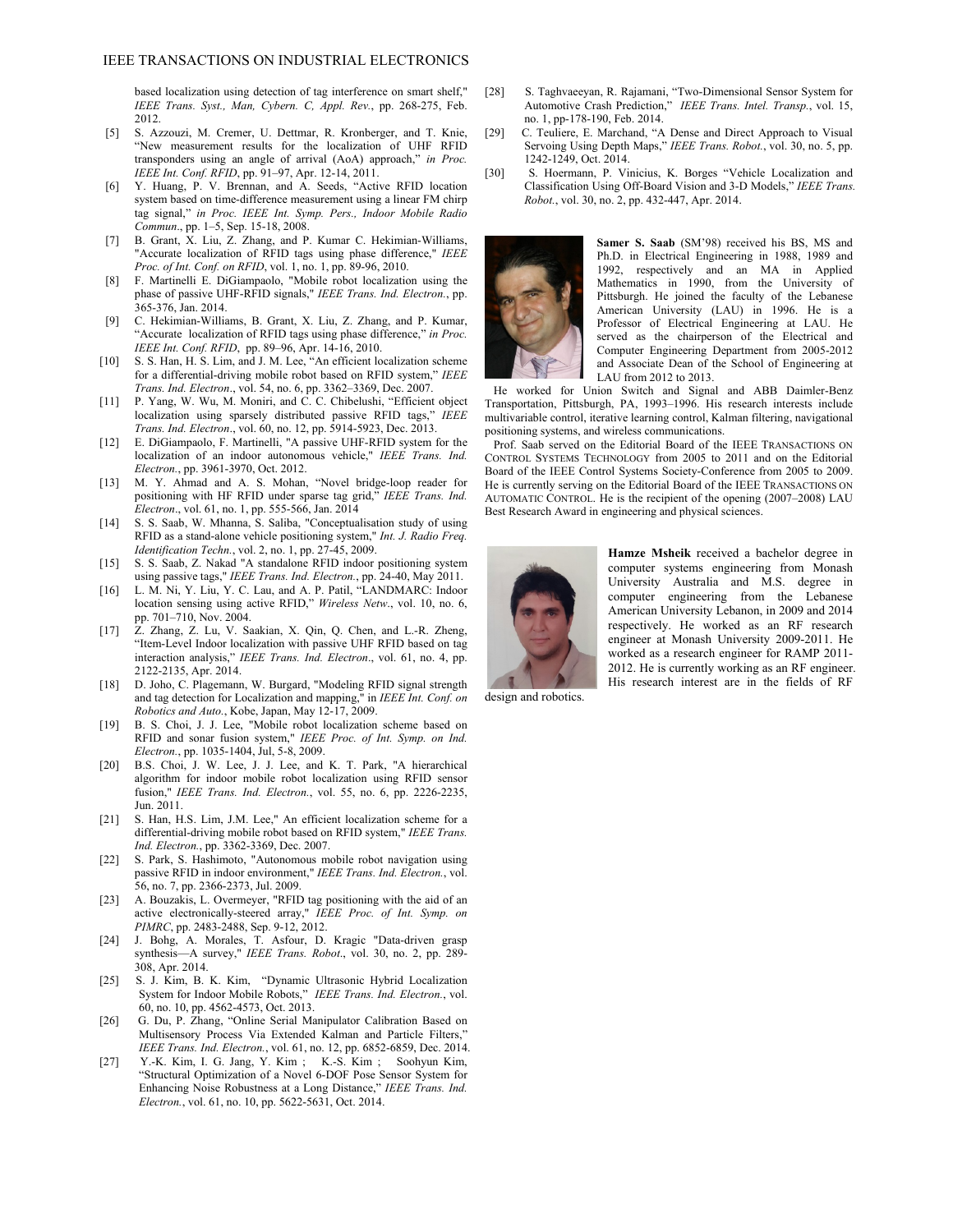based localization using detection of tag interference on smart shelf," *IEEE Trans. Syst., Man, Cybern. C, Appl. Rev.*, pp. 268-275, Feb. 2012.

[5] S. Azzouzi, M. Cremer, U. Dettmar, R. Kronberger, and T. Knie, "New measurement results for the localization of UHF RFID transponders using an angle of arrival (AoA) approach," *in Proc. IEEE Int. Conf. RFID*, pp. 91–97, Apr. 12-14, 2011.

[6] Y. Huang, P. V. Brennan, and A. Seeds, "Active RFID location system based on time-difference measurement using a linear FM chirp tag signal," *in Proc. IEEE Int. Symp. Pers., Indoor Mobile Radio Commun*., pp. 1–5, Sep. 15-18, 2008.

[7] B. Grant, X. Liu, Z. Zhang, and P. Kumar C. Hekimian-Williams, "Accurate localization of RFID tags using phase difference," *IEEE Proc. of Int. Conf. on RFID*, vol. 1, no. 1, pp. 89-96, 2010.

[8] F. Martinelli E. DiGiampaolo, "Mobile robot localization using the phase of passive UHF-RFID signals," *IEEE Trans. Ind. Electron.*, pp. 365-376, Jan. 2014.

[9] C. Hekimian-Williams, B. Grant, X. Liu, Z. Zhang, and P. Kumar, "Accurate localization of RFID tags using phase difference," *in Proc. IEEE Int. Conf. RFID*, pp. 89–96, Apr. 14-16, 2010.

[10] S. S. Han, H. S. Lim, and J. M. Lee, "An efficient localization scheme for a differential-driving mobile robot based on RFID system," *IEEE Trans. Ind. Electron*., vol. 54, no. 6, pp. 3362–3369, Dec. 2007.

[11] P. Yang, W. Wu, M. Moniri, and C. C. Chibelushi, "Efficient object localization using sparsely distributed passive RFID tags," *IEEE Trans. Ind. Electron*., vol. 60, no. 12, pp. 5914-5923, Dec. 2013.

[12] E. DiGiampaolo, F. Martinelli, "A passive UHF-RFID system for the localization of an indoor autonomous vehicle," *IEEE Trans. Ind. Electron.*, pp. 3961-3970, Oct. 2012.

[13] M. Y. Ahmad and A. S. Mohan, "Novel bridge-loop reader for positioning with HF RFID under sparse tag grid," *IEEE Trans. Ind. Electron*., vol. 61, no. 1, pp. 555-566, Jan. 2014

[14] S. S. Saab, W. Mhanna, S. Saliba, "Conceptualisation study of using RFID as a stand-alone vehicle positioning system," *Int. J. Radio Freq. Identification Techn.*, vol. 2, no. 1, pp. 27-45, 2009.

[15] S. S. Saab, Z. Nakad "A standalone RFID indoor positioning system using passive tags," *IEEE Trans. Ind. Electron.*, pp. 24-40, May 2011.

[16] L. M. Ni, Y. Liu, Y. C. Lau, and A. P. Patil, "LANDMARC: Indoor location sensing using active RFID," *Wireless Netw*., vol. 10, no. 6, pp. 701–710, Nov. 2004.

[17] Z. Zhang, Z. Lu, V. Saakian, X. Qin, Q. Chen, and L.-R. Zheng, "Item-Level Indoor localization with passive UHF RFID based on tag interaction analysis," *IEEE Trans. Ind. Electron*., vol. 61, no. 4, pp. 2122-2135, Apr. 2014.

[18] D. Joho, C. Plagemann, W. Burgard, "Modeling RFID signal strength and tag detection for Localization and mapping," in *IEEE Int. Conf. on Robotics and Auto.*, Kobe, Japan, May 12-17, 2009.

[19] B. S. Choi, J. J. Lee, "Mobile robot localization scheme based on RFID and sonar fusion system," *IEEE Proc. of Int. Symp. on Ind. Electron.*, pp. 1035-1404, Jul, 5-8, 2009.

[20] B.S. Choi, J. W. Lee, J. J. Lee, and K. T. Park, "A hierarchical algorithm for indoor mobile robot localization using RFID sensor fusion," *IEEE Trans. Ind. Electron.*, vol. 55, no. 6, pp. 2226-2235, Jun. 2011.

[21] S. Han, H.S. Lim, J.M. Lee," An efficient localization scheme for a differential-driving mobile robot based on RFID system," *IEEE Trans. Ind. Electron.*, pp. 3362-3369, Dec. 2007.

[22] S. Park, S. Hashimoto, "Autonomous mobile robot navigation using passive RFID in indoor environment," *IEEE Trans. Ind. Electron.*, vol. 56, no. 7, pp. 2366-2373, Jul. 2009.

[23] A. Bouzakis, L. Overmeyer, "RFID tag positioning with the aid of an active electronically-steered array," *IEEE Proc. of Int. Symp. on PIMRC*, pp. 2483-2488, Sep. 9-12, 2012.

[24] J. Bohg, A. Morales, T. Asfour, D. Kragic "Data-driven grasp synthesis—A survey," *IEEE Trans. Robot*., vol. 30, no. 2, pp. 289-308, Apr. 2014.

[25] S. J. Kim, B. K. Kim, "Dynamic Ultrasonic Hybrid Localization System for Indoor Mobile Robots," *IEEE Trans. Ind. Electron.*, vol. 60, no. 10, pp. 4562-4573, Oct. 2013.

[26] G. Du, P. Zhang, "Online Serial Manipulator Calibration Based on Multisensory Process Via Extended Kalman and Particle Filters," *IEEE Trans. Ind. Electron.*, vol. 61, no. 12, pp. 6852-6859, Dec. 2014.

[27] Y.-K. Kim, I. G. Jang, Y. Kim ; K.-S. Kim ; Soohyun Kim, "Structural Optimization of a Novel 6-DOF Pose Sensor System for Enhancing Noise Robustness at a Long Distance," *IEEE Trans. Ind. Electron.*, vol. 61, no. 10, pp. 5622-5631, Oct. 2014.

[28] S. Taghvaeeyan, R. Rajamani, "Two-Dimensional Sensor System for Automotive Crash Prediction," *IEEE Trans. Intel. Transp.*, vol. 15, no. 1, pp-178-190, Feb. 2014.

[29] C. Teuliere, E. Marchand, "A Dense and Direct Approach to Visual Servoing Using Depth Maps," *IEEE Trans. Robot.*, vol. 30, no. 5, pp. 1242-1249, Oct. 2014.

[30] S. Hoermann, P. Vinicius, K. Borges "Vehicle Localization and Classification Using Off-Board Vision and 3-D Models," *IEEE Trans. Robot.*, vol. 30, no. 2, pp. 432-447, Apr. 2014.

**Samer S. Saab** (SM'98) received his BS, MS and Ph.D. in Electrical Engineering in 1988, 1989 and 1992, respectively and an MA in Applied Mathematics in 1990, from the University of Pittsburgh. He joined the faculty of the Lebanese American University (LAU) in 1996. He is a Professor of Electrical Engineering at LAU. He served as the chairperson of the Electrical and Computer Engineering Department from 2005-2012 and Associate Dean of the School of Engineering at LAU from 2012 to 2013.

He worked for Union Switch and Signal and ABB Daimler-Benz Transportation, Pittsburgh, PA, 1993–1996. His research interests include multivariable control, iterative learning control, Kalman filtering, navigational positioning systems, and wireless communications.

Prof. Saab served on the Editorial Board of the IEEE TRANSACTIONS ON CONTROL SYSTEMS TECHNOLOGY from 2005 to 2011 and on the Editorial Board of the IEEE Control Systems Society-Conference from 2005 to 2009. He is currently serving on the Editorial Board of the IEEE TRANSACTIONS ON AUTOMATIC CONTROL. He is the recipient of the opening (2007–2008) LAU Best Research Award in engineering and physical sciences.

**Hamze Msheik** received a bachelor degree in computer systems engineering from Monash University Australia and M.S. degree in computer engineering from the Lebanese American University Lebanon, in 2009 and 2014 respectively. He worked as an RF research engineer at Monash University 2009-2011. He worked as a research engineer for RAMP 2011-2012. He is currently working as an RF engineer. His research interest are in the fields of RF design and robotics.